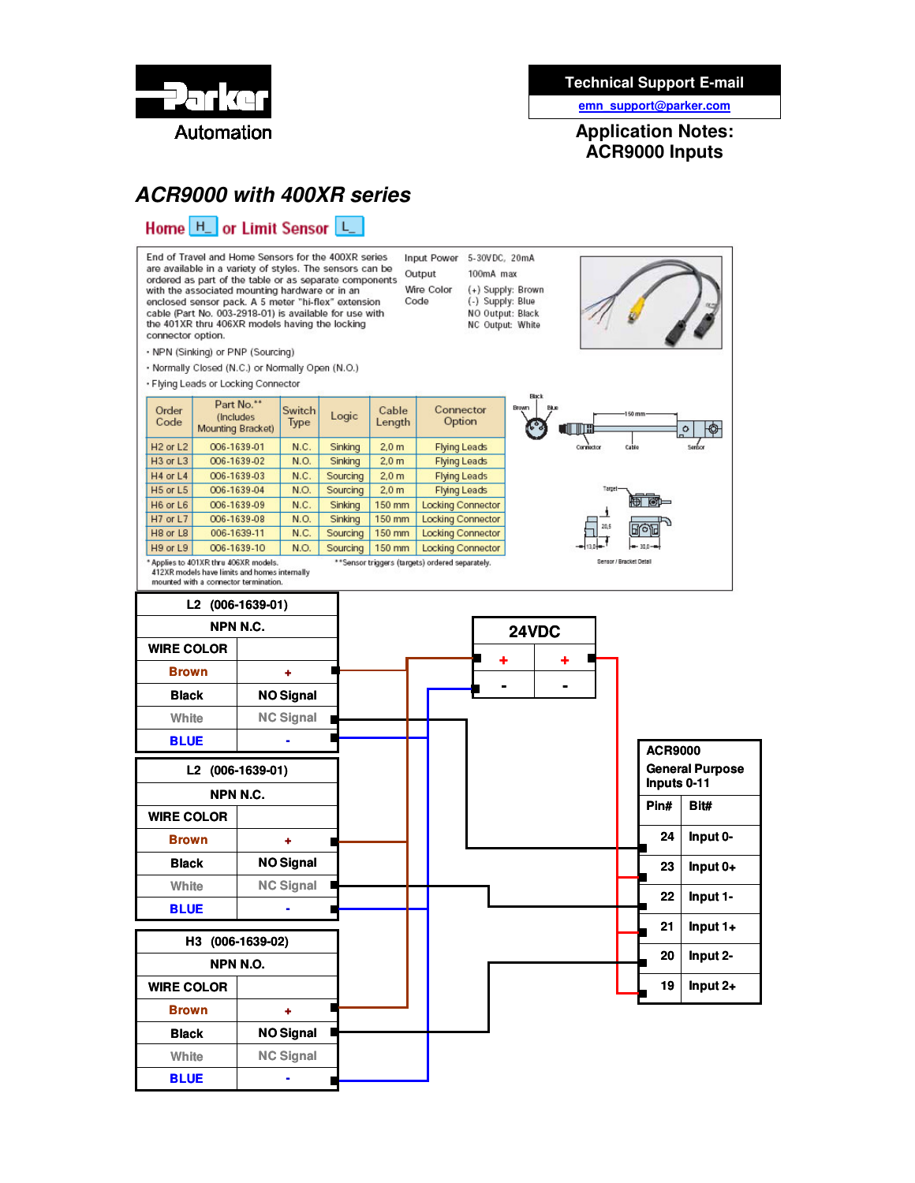Parker Automation

**Technical Support E-mail**
emn_support@parker.com

## Application Notes: ACR9000 Inputs

# *ACR9000 with 400XR series*

## Home H_ or Limit Sensor L_

End of Travel and Home Sensors for the 400XR series are available in a variety of styles. The sensors can be ordered as part of the table or as separate components with the associated mounting hardware or in an enclosed sensor pack. A 5 meter "hi-flex" extension cable (Part No. 003-2918-01) is available for use with the 401XR thru 406XR models having the locking connector option.

| | | |
|---|---|---|
| Input Power | | 5-30VDC, 20mA |
| Output | | 100mA max |
| Wire Color Code | (+) Supply: | Brown |
| | (-) Supply: | Blue |
| | NO Output: | Black |
| | NC Output: | White |

- NPN (Sinking) or PNP (Sourcing)
- Normally Closed (N.C.) or Normally Open (N.O.)
- Flying Leads or Locking Connector

| Order Code | Part No.** (Includes Mounting Bracket) | Switch Type | Logic | Cable Length | Connector Option |
|---|---|---|---|---|---|
| H2 or L2 | 006-1639-01 | N.C. | Sinking | 2,0 m | Flying Leads |
| H3 or L3 | 006-1639-02 | N.O. | Sinking | 2,0 m | Flying Leads |
| H4 or L4 | 006-1639-03 | N.C. | Sourcing | 2,0 m | Flying Leads |
| H5 or L5 | 006-1639-04 | N.O. | Sourcing | 2,0 m | Flying Leads |
| H6 or L6 | 006-1639-09 | N.C. | Sinking | 150 mm | Locking Connector |
| H7 or L7 | 006-1639-08 | N.O. | Sinking | 150 mm | Locking Connector |
| H8 or L8 | 006-1639-11 | N.C. | Sourcing | 150 mm | Locking Connector |
| H9 or L9 | 006-1639-10 | N.O. | Sourcing | 150 mm | Locking Connector |

* Applies to 401XR thru 406XR models. 412XR models have limits and homes internally mounted with a connector termination.

**Sensor triggers (targets) ordered separately.

Black, Brown, Blue, Connector, Cable, 150 mm, Sensor, Target, 20,5, 13,0, 30,0

Sensor / Bracket Detail

| L2 (006-1639-01) | |
|---|---|
| NPN N.C. | |
| WIRE COLOR | |
| Brown | + |
| Black | NO Signal |
| White | NC Signal |
| BLUE | - |

| L2 (006-1639-01) | |
|---|---|
| NPN N.C. | |
| WIRE COLOR | |
| Brown | + |
| Black | NO Signal |
| White | NC Signal |
| BLUE | - |

| H3 (006-1639-02) | |
|---|---|
| NPN N.O. | |
| WIRE COLOR | |
| Brown | + |
| Black | NO Signal |
| White | NC Signal |
| BLUE | - |

| 24VDC | |
|---|---|
| + | + |
| - | - |

**ACR9000 General Purpose Inputs 0-11**

| Pin# | Bit# |
|---|---|
| 24 | Input 0- |
| 23 | Input 0+ |
| 22 | Input 1- |
| 21 | Input 1+ |
| 20 | Input 2- |
| 19 | Input 2+ |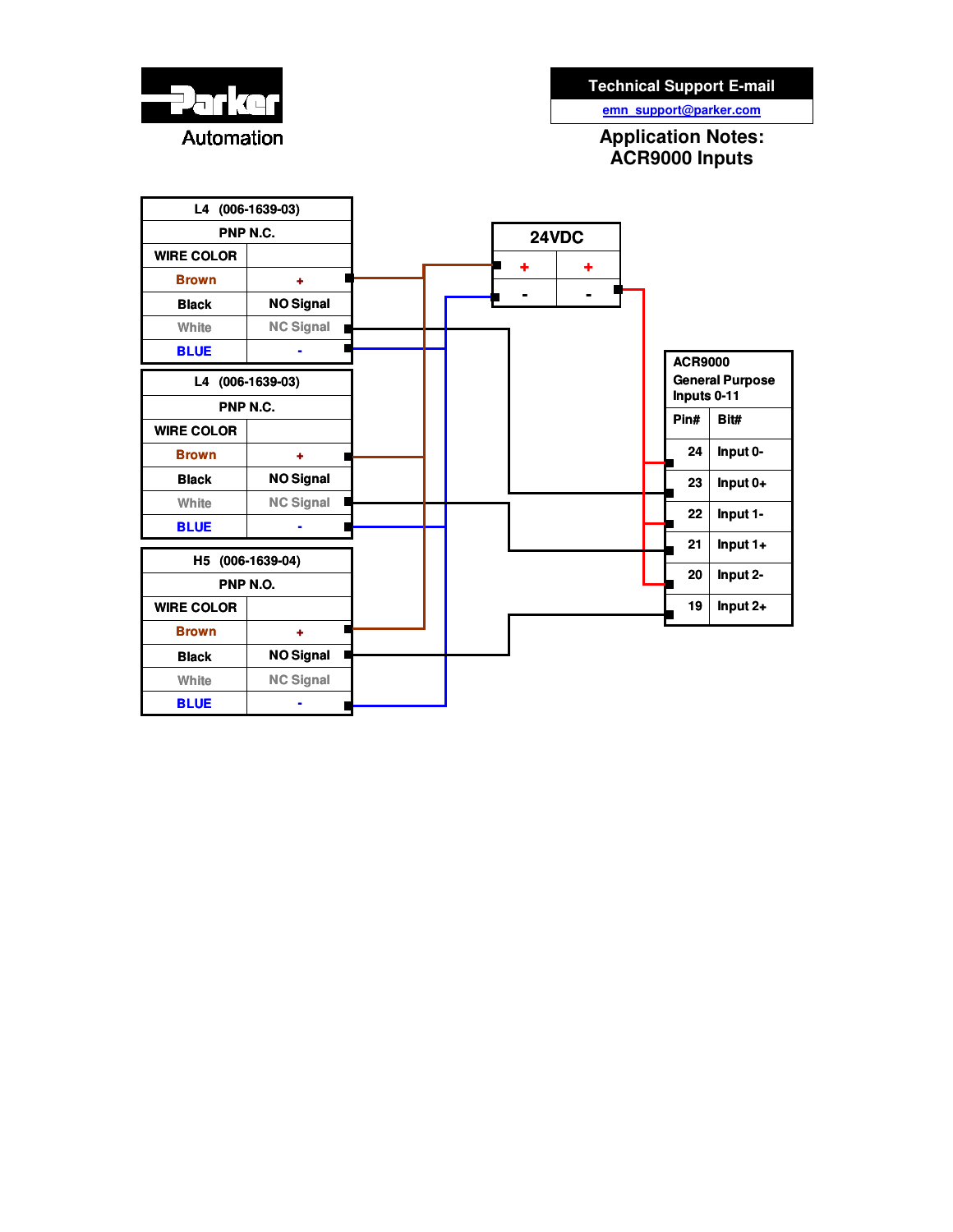**Parker Automation**

| Technical Support E-mail |
|---|
| emn_support@parker.com |

## Application Notes: ACR9000 Inputs

| L4 (006-1639-03) | |
|---|---|
| PNP N.C. | |
| WIRE COLOR | |
| Brown | + |
| Black | NO Signal |
| White | NC Signal |
| BLUE | - |

| L4 (006-1639-03) | |
|---|---|
| PNP N.C. | |
| WIRE COLOR | |
| Brown | + |
| Black | NO Signal |
| White | NC Signal |
| BLUE | - |

| H5 (006-1639-04) | |
|---|---|
| PNP N.O. | |
| WIRE COLOR | |
| Brown | + |
| Black | NO Signal |
| White | NC Signal |
| BLUE | - |

| 24VDC | |
|---|---|
| + | + |
| - | - |

| ACR9000 General Purpose Inputs 0-11 | |
|---|---|
| Pin# | Bit# |
| 24 | Input 0- |
| 23 | Input 0+ |
| 22 | Input 1- |
| 21 | Input 1+ |
| 20 | Input 2- |
| 19 | Input 2+ |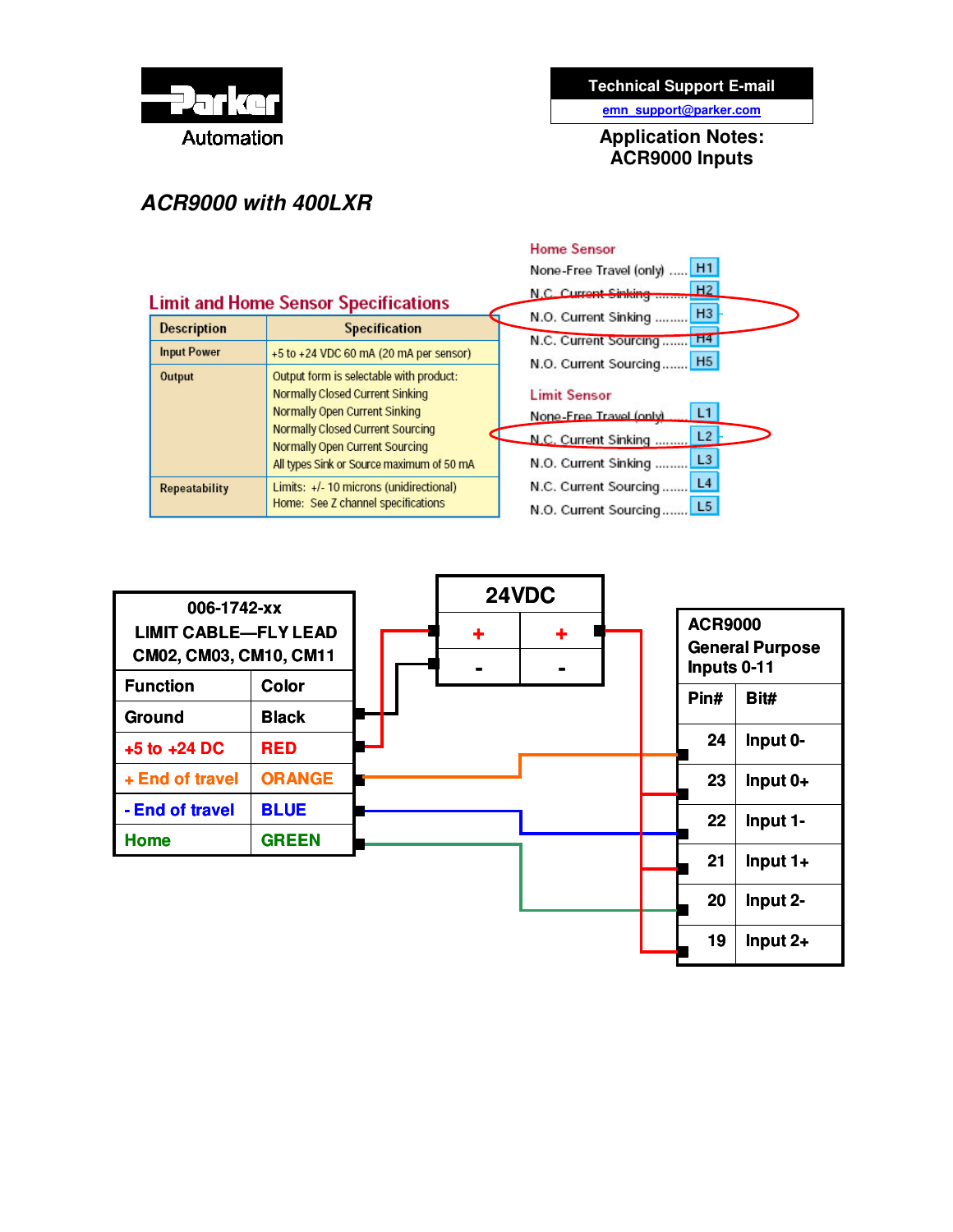**Parker Automation**

**Technical Support E-mail**
emn_support@parker.com

**Application Notes: ACR9000 Inputs**

## *ACR9000 with 400LXR*

### Limit and Home Sensor Specifications

| Description | Specification |
|---|---|
| Input Power | +5 to +24 VDC 60 mA (20 mA per sensor) |
| Output | Output form is selectable with product:<br>Normally Closed Current Sinking<br>Normally Open Current Sinking<br>Normally Closed Current Sourcing<br>Normally Open Current Sourcing<br>All types Sink or Source maximum of 50 mA |
| Repeatability | Limits: +/- 10 microns (unidirectional)<br>Home: See Z channel specifications |

**Home Sensor**

- None-Free Travel (only) ..... H1
- N.C. Current Sinking ......... H2
- N.O. Current Sinking ......... H3
- N.C. Current Sourcing ....... H4
- N.O. Current Sourcing ....... H5

**Limit Sensor**

- None-Free Travel (only) ..... L1
- N.C. Current Sinking ......... L2
- N.O. Current Sinking ......... L3
- N.C. Current Sourcing ....... L4
- N.O. Current Sourcing ....... L5

**006-1742-xx LIMIT CABLE—FLY LEAD CM02, CM03, CM10, CM11**

| Function | Color |
|---|---|
| Ground | Black |
| +5 to +24 DC | RED |
| + End of travel | ORANGE |
| - End of travel | BLUE |
| Home | GREEN |

**24VDC**

| + | + |
|---|---|
| - | - |

**ACR9000 General Purpose Inputs 0-11**

| Pin# | Bit# |
|---|---|
| 24 | Input 0- |
| 23 | Input 0+ |
| 22 | Input 1- |
| 21 | Input 1+ |
| 20 | Input 2- |
| 19 | Input 2+ |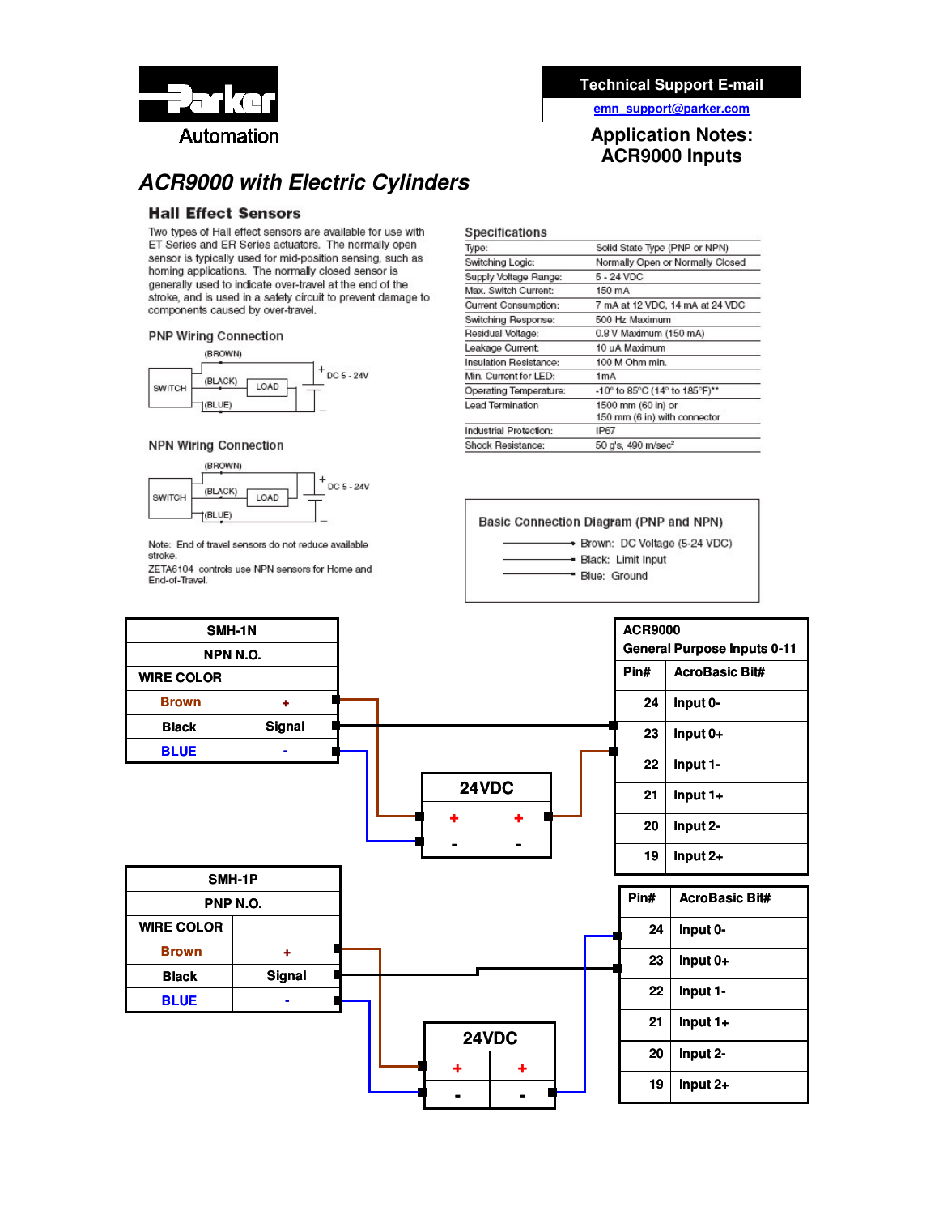**Technical Support E-mail**

emn_support@parker.com

# Application Notes: ACR9000 Inputs

Parker Automation

## *ACR9000 with Electric Cylinders*

### Hall Effect Sensors

Two types of Hall effect sensors are available for use with ET Series and ER Series actuators. The normally open sensor is typically used for mid-position sensing, such as homing applications. The normally closed sensor is generally used to indicate over-travel at the end of the stroke, and is used in a safety circuit to prevent damage to components caused by over-travel.

#### PNP Wiring Connection

(BROWN)
(BLACK)
SWITCH
LOAD
(BLUE)
+ DC 5 - 24V
–

#### NPN Wiring Connection

(BROWN)
(BLACK)
SWITCH
LOAD
(BLUE)
+ DC 5 - 24V
–

Note: End of travel sensors do not reduce available stroke.

ZETA6104 controls use NPN sensors for Home and End-of-Travel.

#### Specifications

| | |
|---|---|
| Type: | Solid State Type (PNP or NPN) |
| Switching Logic: | Normally Open or Normally Closed |
| Supply Voltage Range: | 5 - 24 VDC |
| Max. Switch Current: | 150 mA |
| Current Consumption: | 7 mA at 12 VDC, 14 mA at 24 VDC |
| Switching Response: | 500 Hz Maximum |
| Residual Voltage: | 0.8 V Maximum (150 mA) |
| Leakage Current: | 10 uA Maximum |
| Insulation Resistance: | 100 M Ohm min. |
| Min. Current for LED: | 1mA |
| Operating Temperature: | -10° to 85°C (14° to 185°F)** |
| Lead Termination | 1500 mm (60 in) or 150 mm (6 in) with connector |
| Industrial Protection: | IP67 |
| Shock Resistance: | 50 g's, 490 m/sec² |

#### Basic Connection Diagram (PNP and NPN)

- Brown: DC Voltage (5-24 VDC)
- Black: Limit Input
- Blue: Ground

| SMH-1N | |
|---|---|
| NPN N.O. | |
| WIRE COLOR | |
| Brown | + |
| Black | Signal |
| BLUE | - |

24VDC
+ +
- -

| ACR9000 General Purpose Inputs 0-11 | |
|---|---|
| Pin# | AcroBasic Bit# |
| 24 | Input 0- |
| 23 | Input 0+ |
| 22 | Input 1- |
| 21 | Input 1+ |
| 20 | Input 2- |
| 19 | Input 2+ |

| SMH-1P | |
|---|---|
| PNP N.O. | |
| WIRE COLOR | |
| Brown | + |
| Black | Signal |
| BLUE | - |

24VDC
+ +
- -

| Pin# | AcroBasic Bit# |
|---|---|
| 24 | Input 0- |
| 23 | Input 0+ |
| 22 | Input 1- |
| 21 | Input 1+ |
| 20 | Input 2- |
| 19 | Input 2+ |